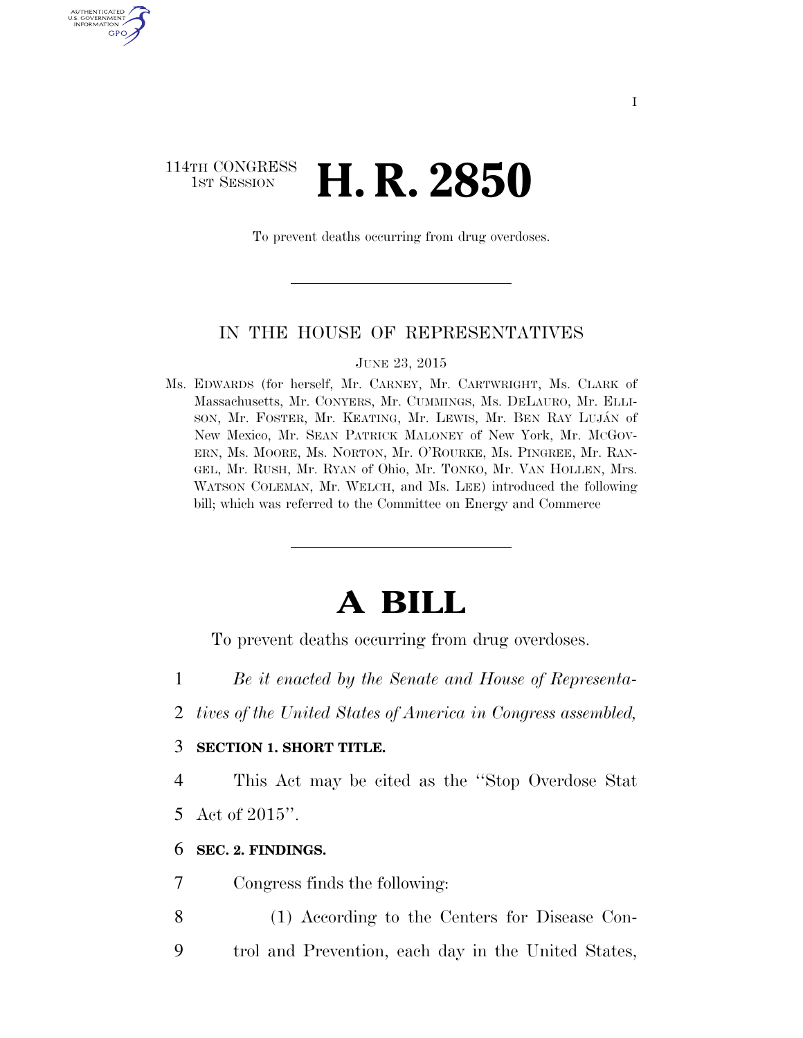114TH CONGRESS
1ST SESSION

# H. R. 2850

To prevent deaths occurring from drug overdoses.

IN THE HOUSE OF REPRESENTATIVES

JUNE 23, 2015

Ms. EDWARDS (for herself, Mr. CARNEY, Mr. CARTWRIGHT, Ms. CLARK of Massachusetts, Mr. CONYERS, Mr. CUMMINGS, Ms. DELAURO, Mr. ELLISON, Mr. FOSTER, Mr. KEATING, Mr. LEWIS, Mr. BEN RAY LUJÁN of New Mexico, Mr. SEAN PATRICK MALONEY of New York, Mr. MCGOVERN, Ms. MOORE, Ms. NORTON, Mr. O'ROURKE, Ms. PINGREE, Mr. RANGEL, Mr. RUSH, Mr. RYAN of Ohio, Mr. TONKO, Mr. VAN HOLLEN, Mrs. WATSON COLEMAN, Mr. WELCH, and Ms. LEE) introduced the following bill; which was referred to the Committee on Energy and Commerce

# A BILL

To prevent deaths occurring from drug overdoses.

1 *Be it enacted by the Senate and House of Representa-*
2 *tives of the United States of America in Congress assembled,*

3 **SECTION 1. SHORT TITLE.**

4 This Act may be cited as the "Stop Overdose Stat
5 Act of 2015".

6 **SEC. 2. FINDINGS.**

7 Congress finds the following:

8 (1) According to the Centers for Disease Con-
9 trol and Prevention, each day in the United States,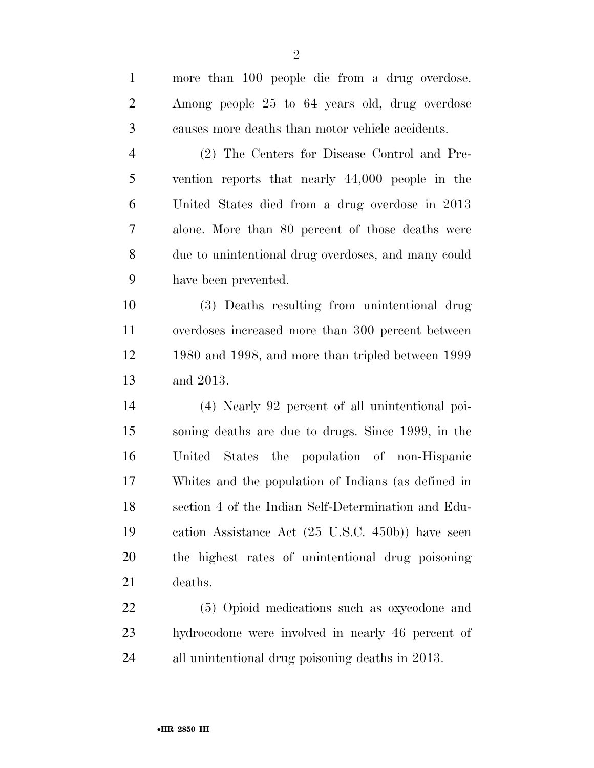more than 100 people die from a drug overdose. Among people 25 to 64 years old, drug overdose causes more deaths than motor vehicle accidents.

(2) The Centers for Disease Control and Prevention reports that nearly 44,000 people in the United States died from a drug overdose in 2013 alone. More than 80 percent of those deaths were due to unintentional drug overdoses, and many could have been prevented.

(3) Deaths resulting from unintentional drug overdoses increased more than 300 percent between 1980 and 1998, and more than tripled between 1999 and 2013.

(4) Nearly 92 percent of all unintentional poisoning deaths are due to drugs. Since 1999, in the United States the population of non-Hispanic Whites and the population of Indians (as defined in section 4 of the Indian Self-Determination and Education Assistance Act (25 U.S.C. 450b)) have seen the highest rates of unintentional drug poisoning deaths.

(5) Opioid medications such as oxycodone and hydrocodone were involved in nearly 46 percent of all unintentional drug poisoning deaths in 2013.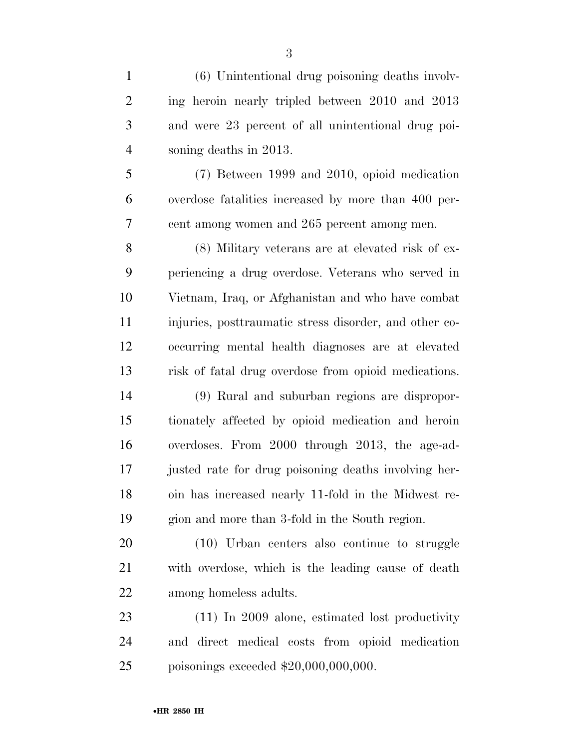(6) Unintentional drug poisoning deaths involving heroin nearly tripled between 2010 and 2013 and were 23 percent of all unintentional drug poisoning deaths in 2013.

(7) Between 1999 and 2010, opioid medication overdose fatalities increased by more than 400 percent among women and 265 percent among men.

(8) Military veterans are at elevated risk of experiencing a drug overdose. Veterans who served in Vietnam, Iraq, or Afghanistan and who have combat injuries, posttraumatic stress disorder, and other co-occurring mental health diagnoses are at elevated risk of fatal drug overdose from opioid medications.

(9) Rural and suburban regions are disproportionately affected by opioid medication and heroin overdoses. From 2000 through 2013, the age-adjusted rate for drug poisoning deaths involving heroin has increased nearly 11-fold in the Midwest region and more than 3-fold in the South region.

(10) Urban centers also continue to struggle with overdose, which is the leading cause of death among homeless adults.

(11) In 2009 alone, estimated lost productivity and direct medical costs from opioid medication poisonings exceeded $20,000,000,000.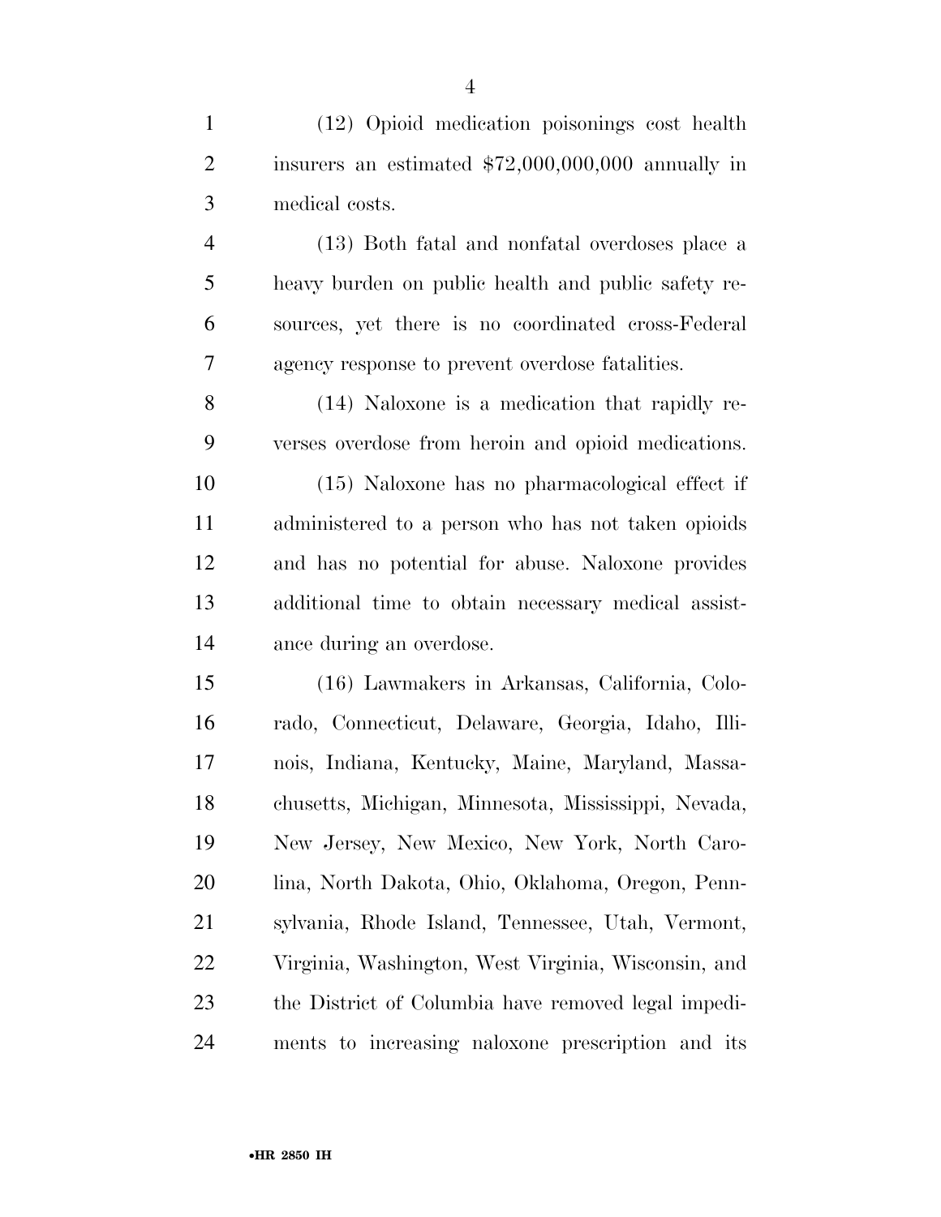(12) Opioid medication poisonings cost health insurers an estimated $72,000,000,000 annually in medical costs.

(13) Both fatal and nonfatal overdoses place a heavy burden on public health and public safety resources, yet there is no coordinated cross-Federal agency response to prevent overdose fatalities.

(14) Naloxone is a medication that rapidly reverses overdose from heroin and opioid medications.

(15) Naloxone has no pharmacological effect if administered to a person who has not taken opioids and has no potential for abuse. Naloxone provides additional time to obtain necessary medical assistance during an overdose.

(16) Lawmakers in Arkansas, California, Colorado, Connecticut, Delaware, Georgia, Idaho, Illinois, Indiana, Kentucky, Maine, Maryland, Massachusetts, Michigan, Minnesota, Mississippi, Nevada, New Jersey, New Mexico, New York, North Carolina, North Dakota, Ohio, Oklahoma, Oregon, Pennsylvania, Rhode Island, Tennessee, Utah, Vermont, Virginia, Washington, West Virginia, Wisconsin, and the District of Columbia have removed legal impediments to increasing naloxone prescription and its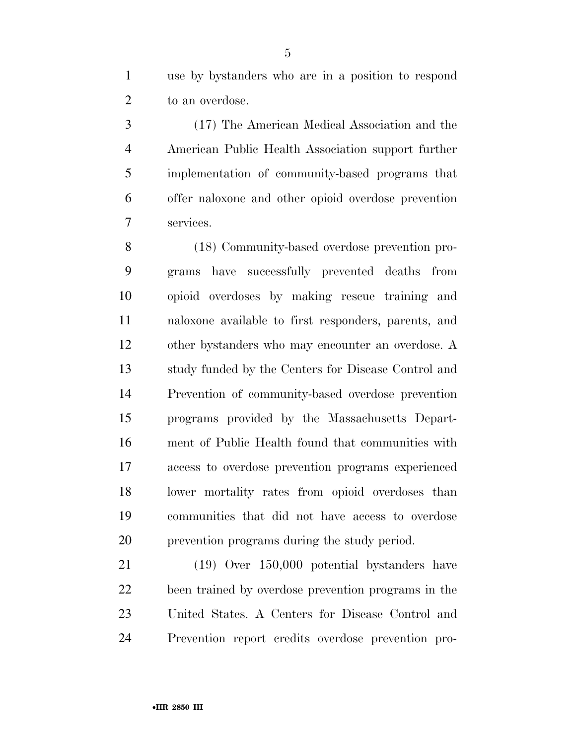use by bystanders who are in a position to respond to an overdose.

(17) The American Medical Association and the American Public Health Association support further implementation of community-based programs that offer naloxone and other opioid overdose prevention services.

(18) Community-based overdose prevention programs have successfully prevented deaths from opioid overdoses by making rescue training and naloxone available to first responders, parents, and other bystanders who may encounter an overdose. A study funded by the Centers for Disease Control and Prevention of community-based overdose prevention programs provided by the Massachusetts Department of Public Health found that communities with access to overdose prevention programs experienced lower mortality rates from opioid overdoses than communities that did not have access to overdose prevention programs during the study period.

(19) Over 150,000 potential bystanders have been trained by overdose prevention programs in the United States. A Centers for Disease Control and Prevention report credits overdose prevention pro-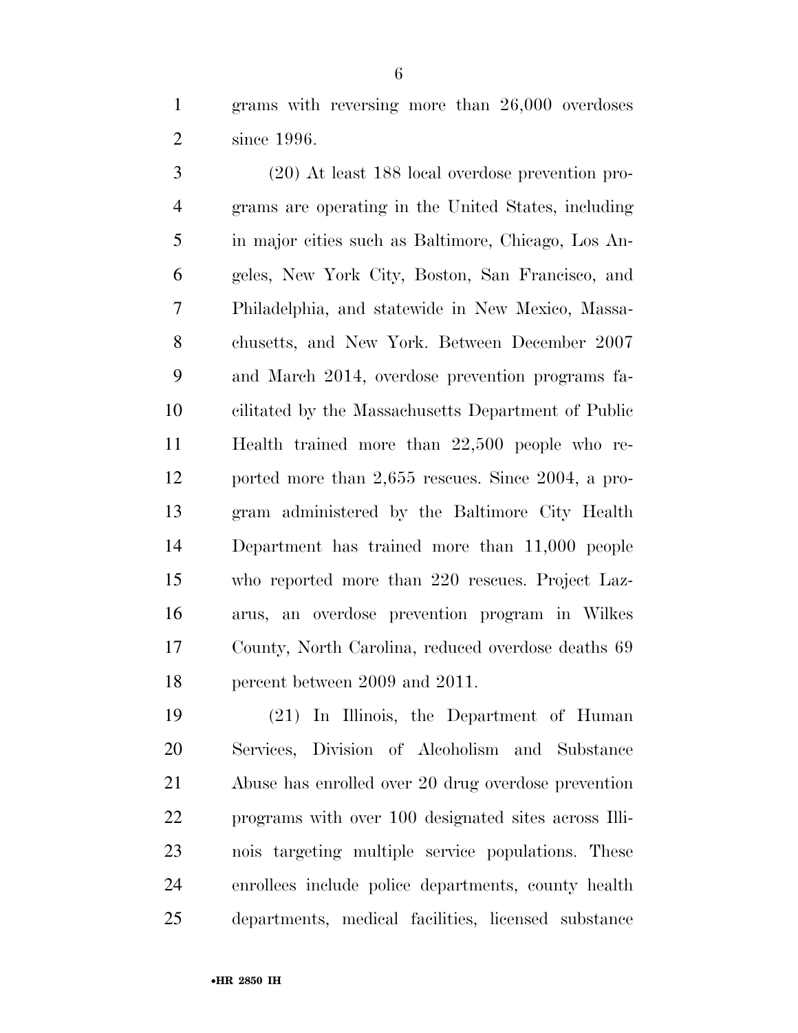grams with reversing more than 26,000 overdoses since 1996.

(20) At least 188 local overdose prevention programs are operating in the United States, including in major cities such as Baltimore, Chicago, Los Angeles, New York City, Boston, San Francisco, and Philadelphia, and statewide in New Mexico, Massachusetts, and New York. Between December 2007 and March 2014, overdose prevention programs facilitated by the Massachusetts Department of Public Health trained more than 22,500 people who reported more than 2,655 rescues. Since 2004, a program administered by the Baltimore City Health Department has trained more than 11,000 people who reported more than 220 rescues. Project Lazarus, an overdose prevention program in Wilkes County, North Carolina, reduced overdose deaths 69 percent between 2009 and 2011.

(21) In Illinois, the Department of Human Services, Division of Alcoholism and Substance Abuse has enrolled over 20 drug overdose prevention programs with over 100 designated sites across Illinois targeting multiple service populations. These enrollees include police departments, county health departments, medical facilities, licensed substance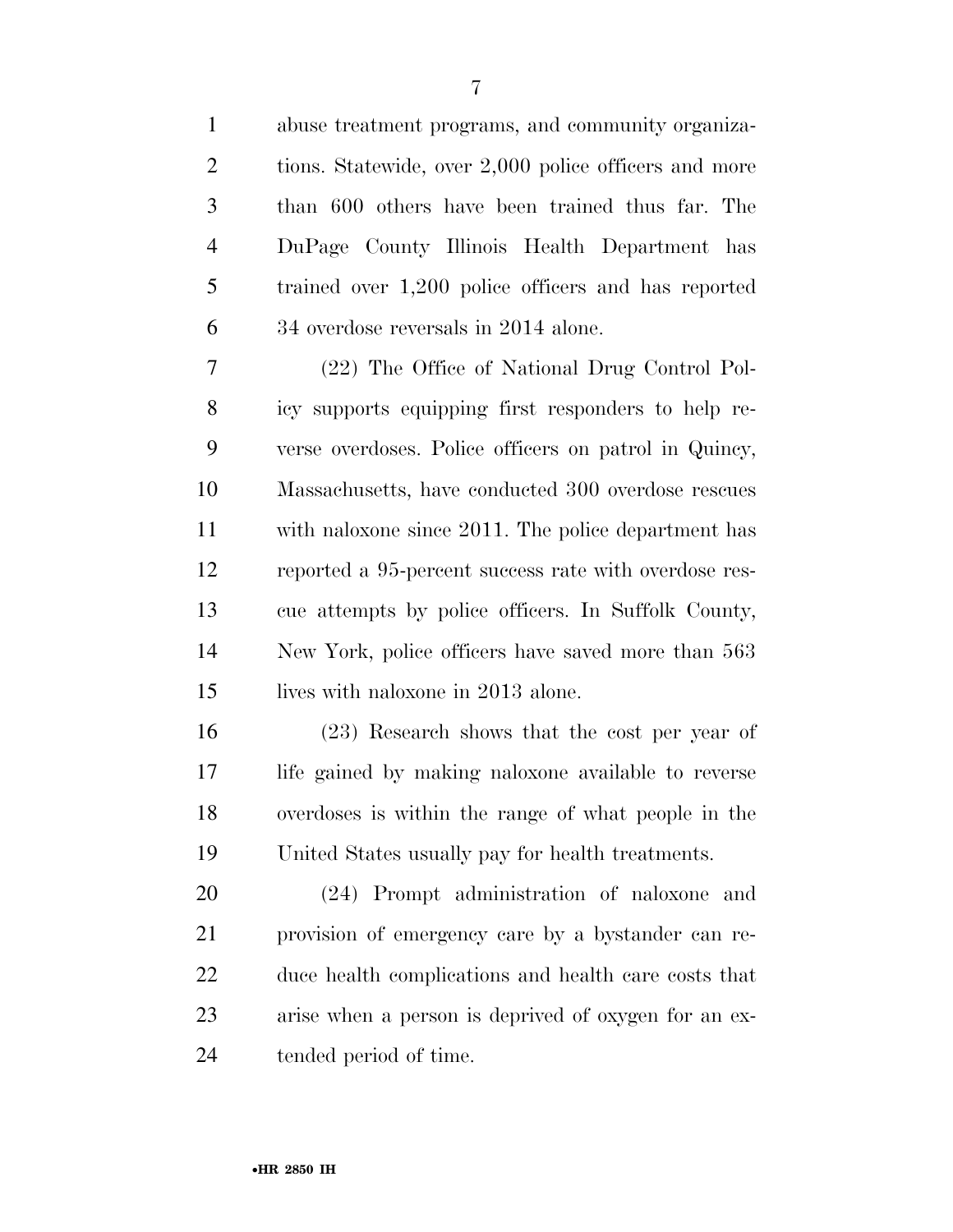abuse treatment programs, and community organizations. Statewide, over 2,000 police officers and more than 600 others have been trained thus far. The DuPage County Illinois Health Department has trained over 1,200 police officers and has reported 34 overdose reversals in 2014 alone.

(22) The Office of National Drug Control Policy supports equipping first responders to help reverse overdoses. Police officers on patrol in Quincy, Massachusetts, have conducted 300 overdose rescues with naloxone since 2011. The police department has reported a 95-percent success rate with overdose rescue attempts by police officers. In Suffolk County, New York, police officers have saved more than 563 lives with naloxone in 2013 alone.

(23) Research shows that the cost per year of life gained by making naloxone available to reverse overdoses is within the range of what people in the United States usually pay for health treatments.

(24) Prompt administration of naloxone and provision of emergency care by a bystander can reduce health complications and health care costs that arise when a person is deprived of oxygen for an extended period of time.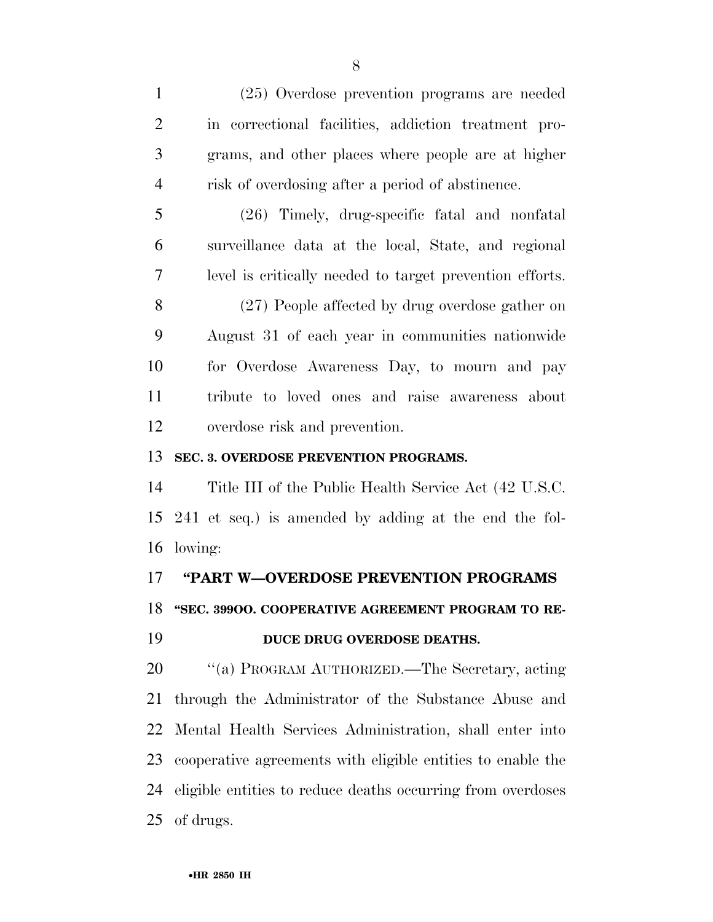(25) Overdose prevention programs are needed in correctional facilities, addiction treatment programs, and other places where people are at higher risk of overdosing after a period of abstinence.

(26) Timely, drug-specific fatal and nonfatal surveillance data at the local, State, and regional level is critically needed to target prevention efforts.

(27) People affected by drug overdose gather on August 31 of each year in communities nationwide for Overdose Awareness Day, to mourn and pay tribute to loved ones and raise awareness about overdose risk and prevention.

**SEC. 3. OVERDOSE PREVENTION PROGRAMS.**

Title III of the Public Health Service Act (42 U.S.C. 241 et seq.) is amended by adding at the end the following:

## "PART W—OVERDOSE PREVENTION PROGRAMS

**"SEC. 399OO. COOPERATIVE AGREEMENT PROGRAM TO REDUCE DRUG OVERDOSE DEATHS.**

"(a) PROGRAM AUTHORIZED.—The Secretary, acting through the Administrator of the Substance Abuse and Mental Health Services Administration, shall enter into cooperative agreements with eligible entities to enable the eligible entities to reduce deaths occurring from overdoses of drugs.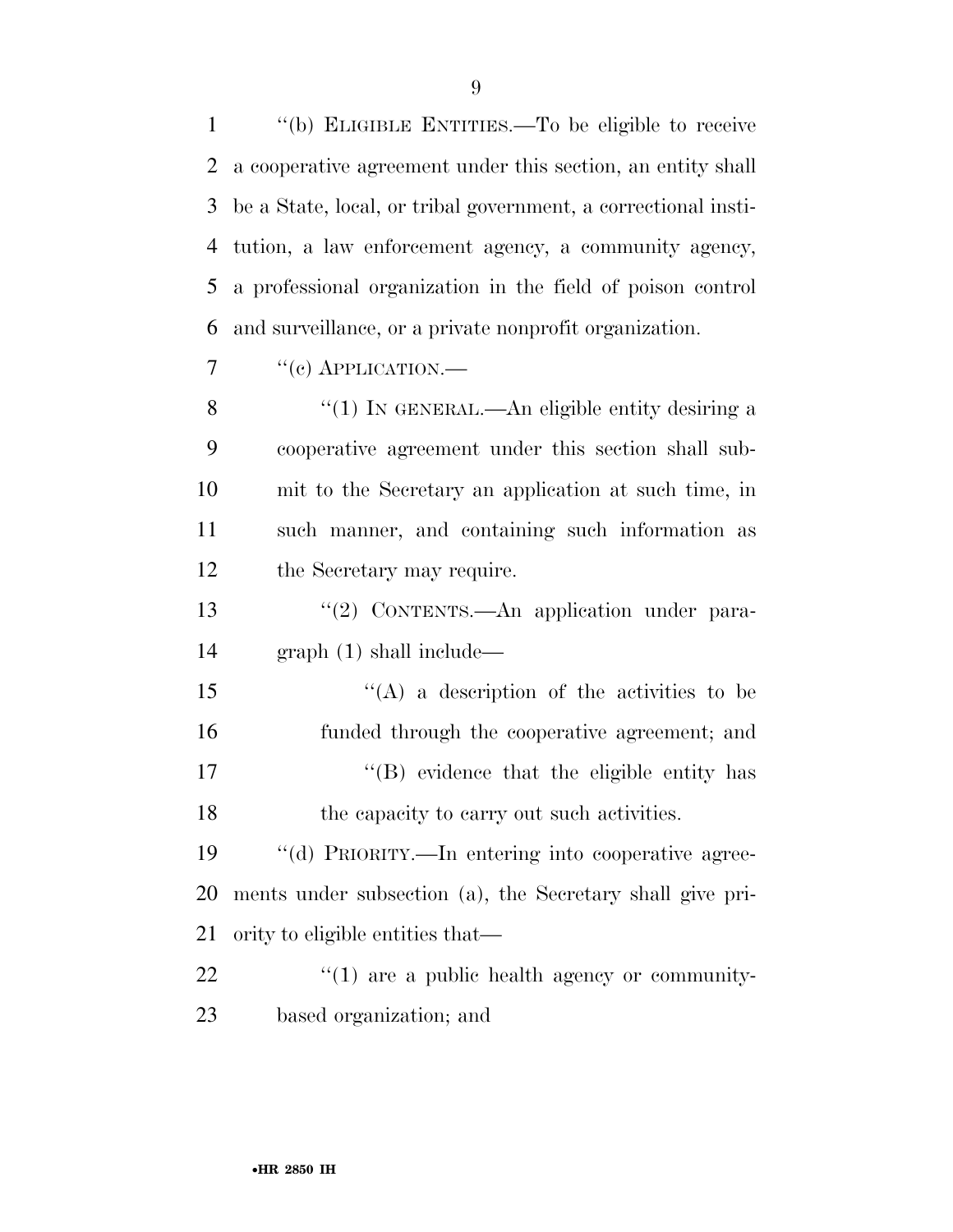''(b) ELIGIBLE ENTITIES.—To be eligible to receive a cooperative agreement under this section, an entity shall be a State, local, or tribal government, a correctional institution, a law enforcement agency, a community agency, a professional organization in the field of poison control and surveillance, or a private nonprofit organization.

''(c) APPLICATION.—

''(1) IN GENERAL.—An eligible entity desiring a cooperative agreement under this section shall submit to the Secretary an application at such time, in such manner, and containing such information as the Secretary may require.

''(2) CONTENTS.—An application under paragraph (1) shall include—

''(A) a description of the activities to be funded through the cooperative agreement; and

''(B) evidence that the eligible entity has the capacity to carry out such activities.

''(d) PRIORITY.—In entering into cooperative agreements under subsection (a), the Secretary shall give priority to eligible entities that—

''(1) are a public health agency or community-based organization; and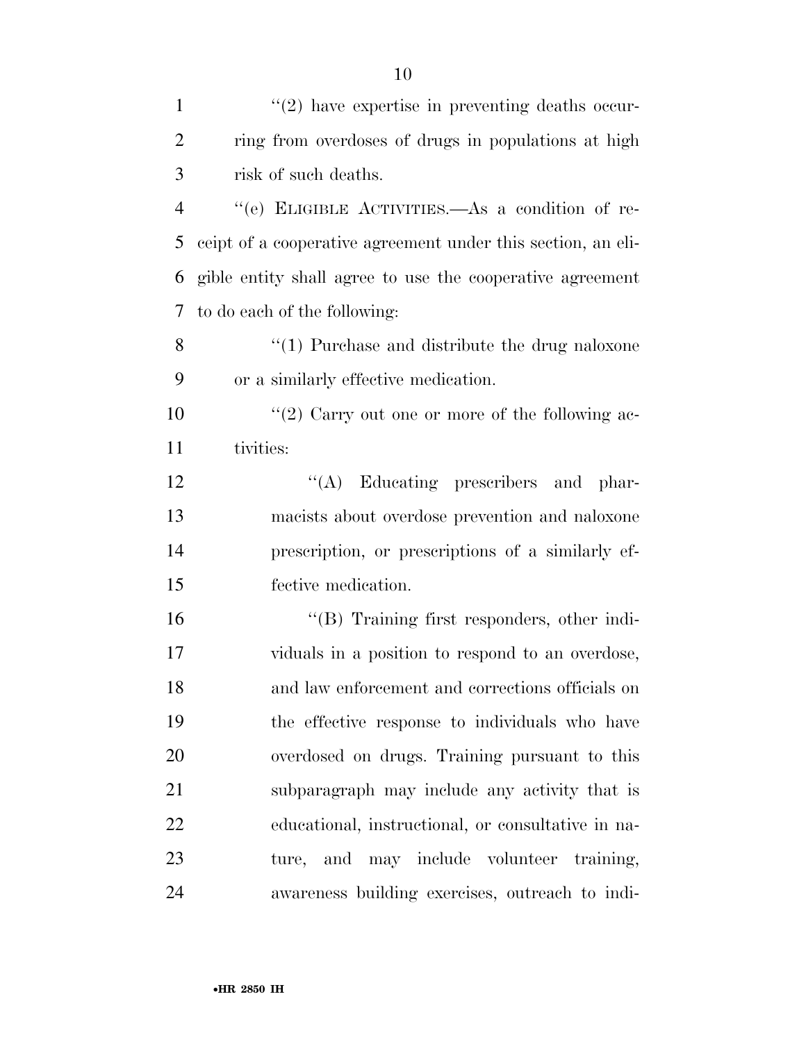''(2) have expertise in preventing deaths occurring from overdoses of drugs in populations at high risk of such deaths.

''(e) ELIGIBLE ACTIVITIES.—As a condition of receipt of a cooperative agreement under this section, an eligible entity shall agree to use the cooperative agreement to do each of the following:

''(1) Purchase and distribute the drug naloxone or a similarly effective medication.

''(2) Carry out one or more of the following activities:

''(A) Educating prescribers and pharmacists about overdose prevention and naloxone prescription, or prescriptions of a similarly effective medication.

''(B) Training first responders, other individuals in a position to respond to an overdose, and law enforcement and corrections officials on the effective response to individuals who have overdosed on drugs. Training pursuant to this subparagraph may include any activity that is educational, instructional, or consultative in nature, and may include volunteer training, awareness building exercises, outreach to indi-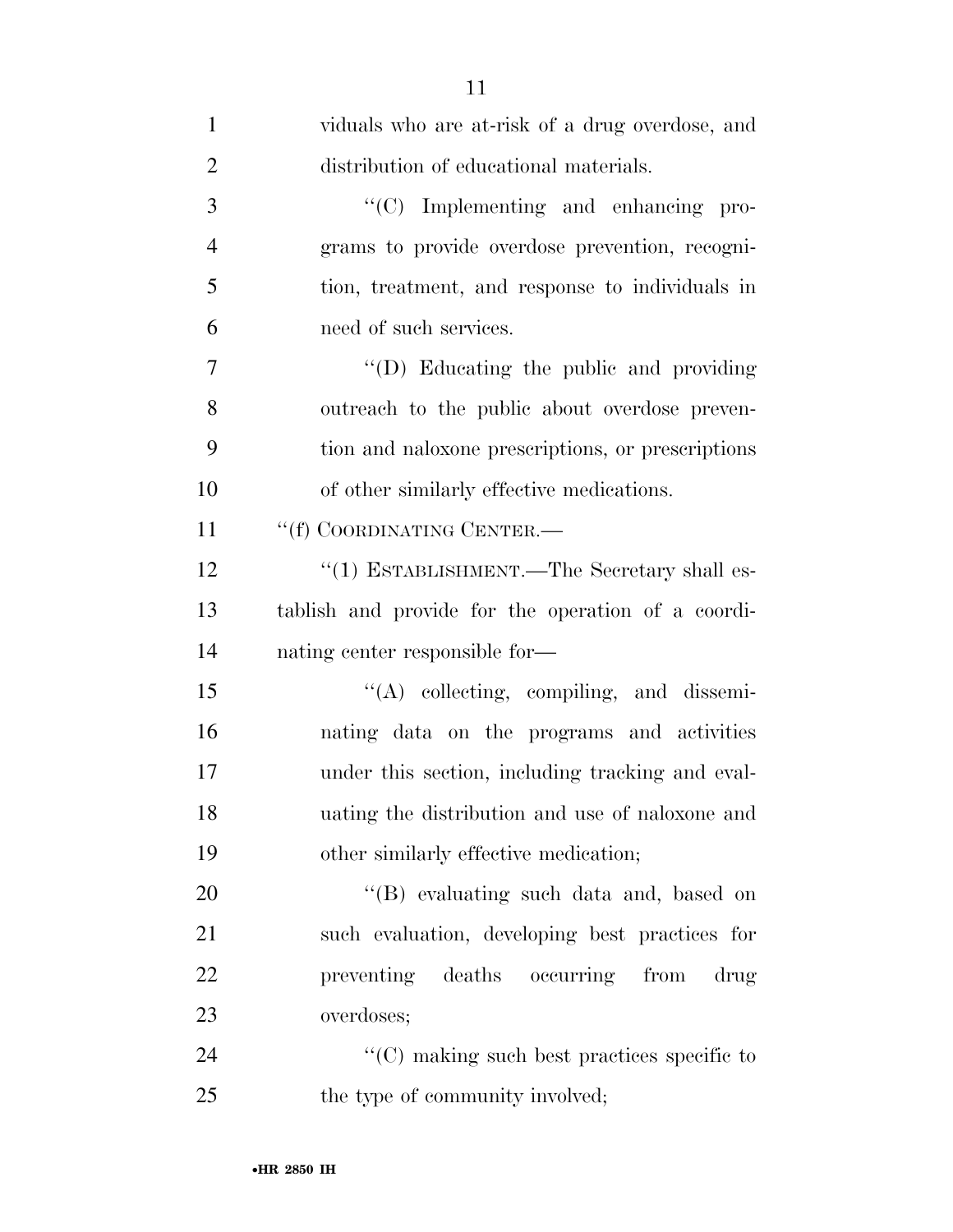viduals who are at-risk of a drug overdose, and distribution of educational materials.

"(C) Implementing and enhancing programs to provide overdose prevention, recognition, treatment, and response to individuals in need of such services.

"(D) Educating the public and providing outreach to the public about overdose prevention and naloxone prescriptions, or prescriptions of other similarly effective medications.

"(f) COORDINATING CENTER.—

"(1) ESTABLISHMENT.—The Secretary shall establish and provide for the operation of a coordinating center responsible for—

"(A) collecting, compiling, and disseminating data on the programs and activities under this section, including tracking and evaluating the distribution and use of naloxone and other similarly effective medication;

"(B) evaluating such data and, based on such evaluation, developing best practices for preventing deaths occurring from drug overdoses;

"(C) making such best practices specific to the type of community involved;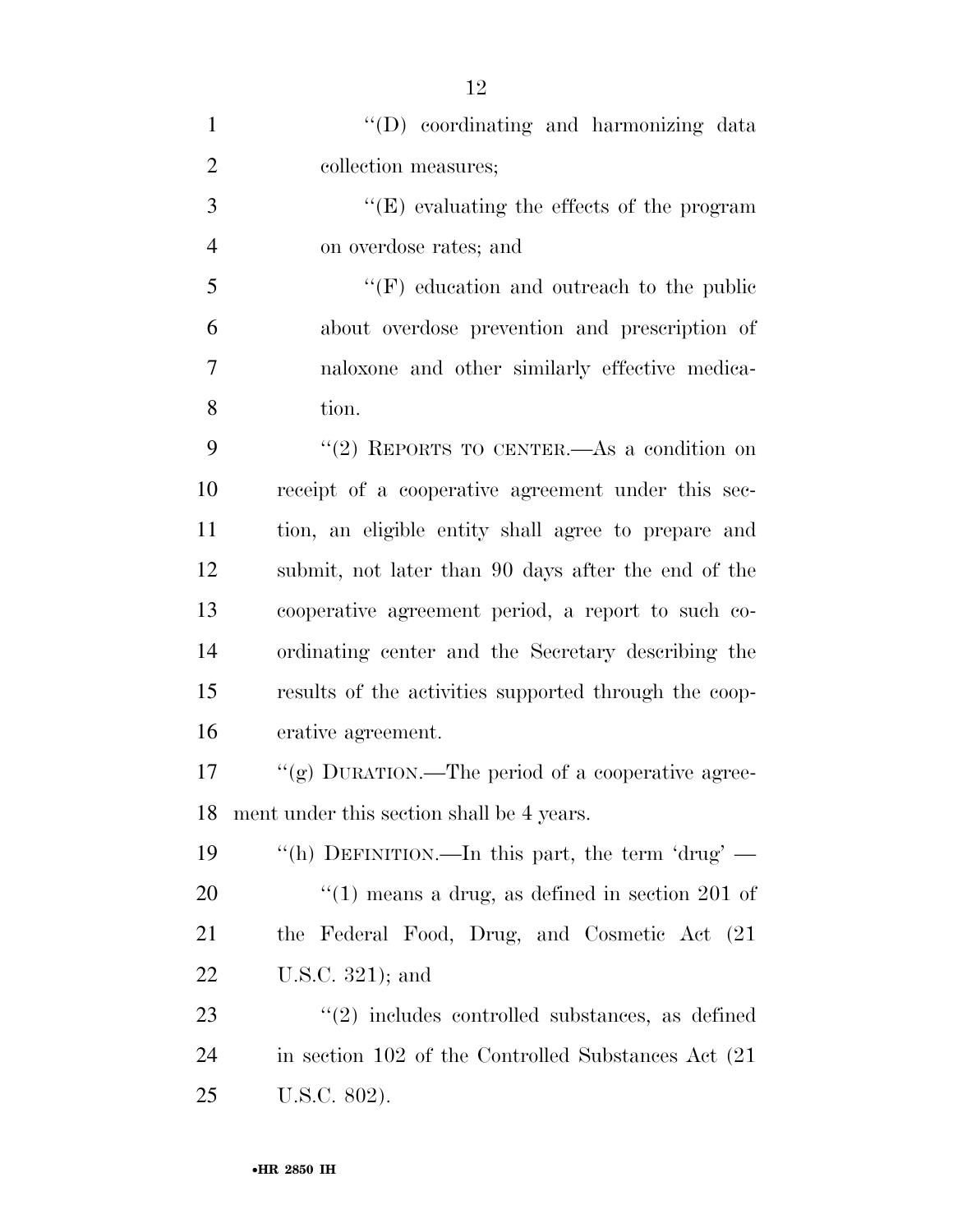''(D) coordinating and harmonizing data collection measures;

''(E) evaluating the effects of the program on overdose rates; and

''(F) education and outreach to the public about overdose prevention and prescription of naloxone and other similarly effective medication.

''(2) REPORTS TO CENTER.—As a condition on receipt of a cooperative agreement under this section, an eligible entity shall agree to prepare and submit, not later than 90 days after the end of the cooperative agreement period, a report to such coordinating center and the Secretary describing the results of the activities supported through the cooperative agreement.

''(g) DURATION.—The period of a cooperative agreement under this section shall be 4 years.

''(h) DEFINITION.—In this part, the term 'drug' —

''(1) means a drug, as defined in section 201 of the Federal Food, Drug, and Cosmetic Act (21 U.S.C. 321); and

''(2) includes controlled substances, as defined in section 102 of the Controlled Substances Act (21 U.S.C. 802).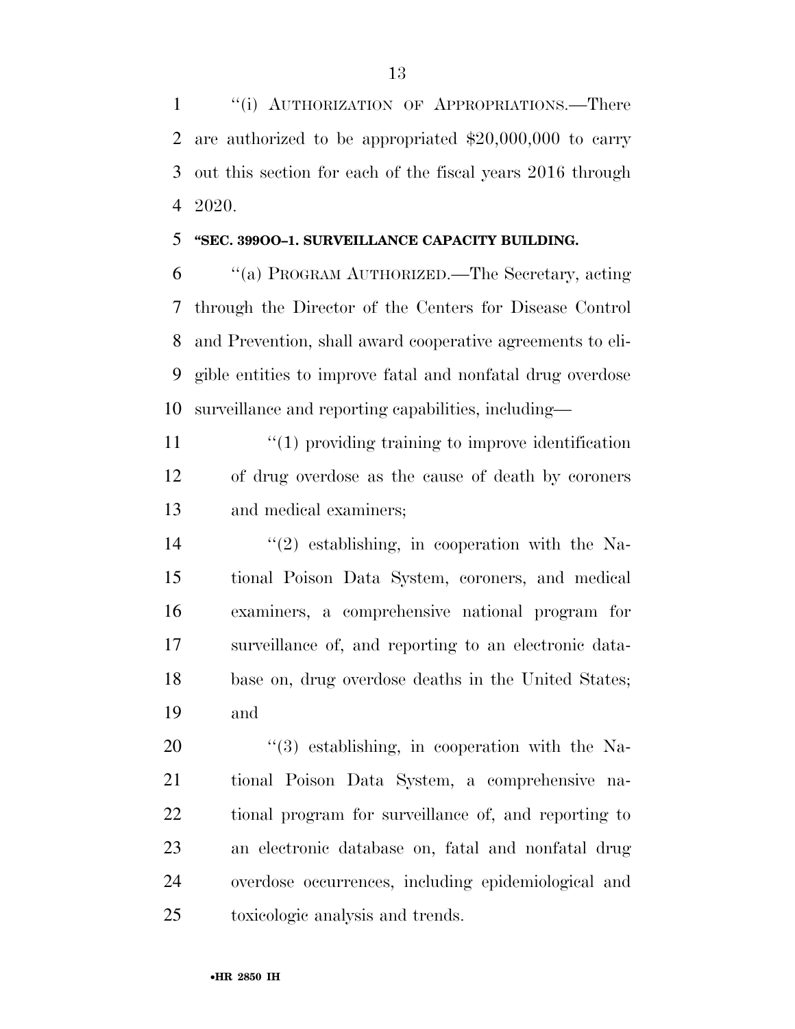"(i) AUTHORIZATION OF APPROPRIATIONS.—There are authorized to be appropriated $20,000,000 to carry out this section for each of the fiscal years 2016 through 2020.

**"SEC. 399OO–1. SURVEILLANCE CAPACITY BUILDING.**

"(a) PROGRAM AUTHORIZED.—The Secretary, acting through the Director of the Centers for Disease Control and Prevention, shall award cooperative agreements to eligible entities to improve fatal and nonfatal drug overdose surveillance and reporting capabilities, including—

"(1) providing training to improve identification of drug overdose as the cause of death by coroners and medical examiners;

"(2) establishing, in cooperation with the National Poison Data System, coroners, and medical examiners, a comprehensive national program for surveillance of, and reporting to an electronic database on, drug overdose deaths in the United States; and

"(3) establishing, in cooperation with the National Poison Data System, a comprehensive national program for surveillance of, and reporting to an electronic database on, fatal and nonfatal drug overdose occurrences, including epidemiological and toxicologic analysis and trends.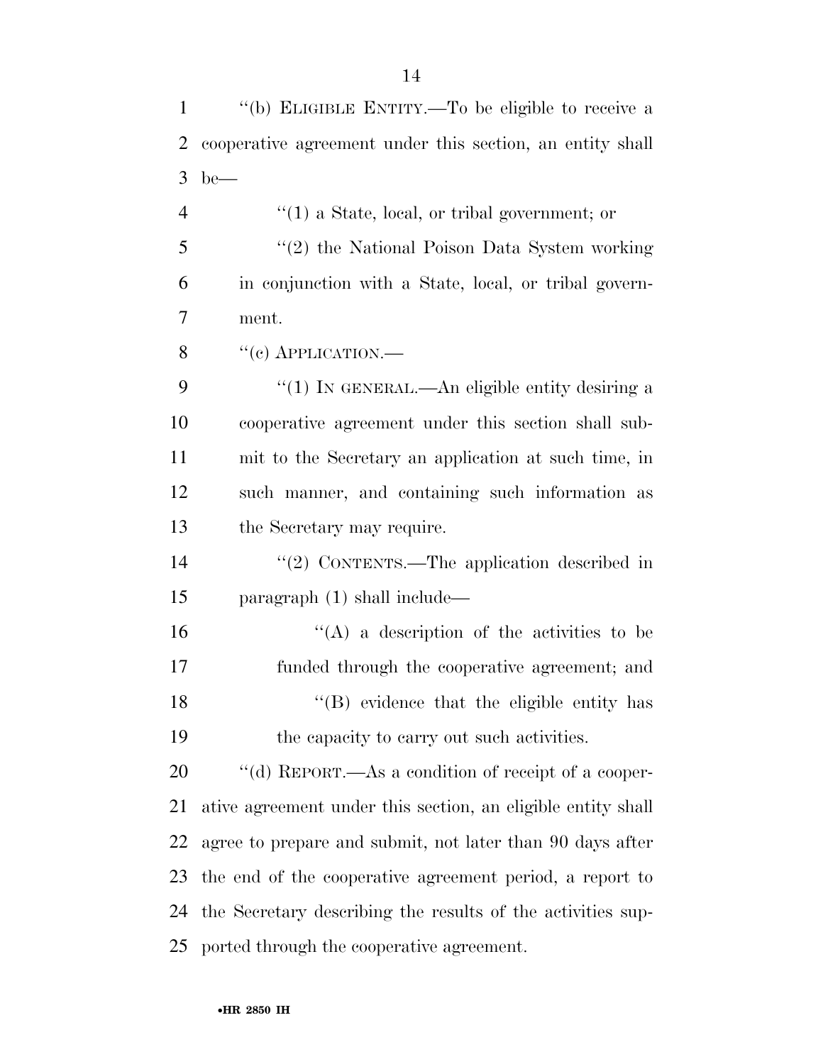"(b) ELIGIBLE ENTITY.—To be eligible to receive a cooperative agreement under this section, an entity shall be—

"(1) a State, local, or tribal government; or

"(2) the National Poison Data System working in conjunction with a State, local, or tribal government.

"(c) APPLICATION.—

"(1) IN GENERAL.—An eligible entity desiring a cooperative agreement under this section shall submit to the Secretary an application at such time, in such manner, and containing such information as the Secretary may require.

"(2) CONTENTS.—The application described in paragraph (1) shall include—

"(A) a description of the activities to be funded through the cooperative agreement; and

"(B) evidence that the eligible entity has the capacity to carry out such activities.

"(d) REPORT.—As a condition of receipt of a cooperative agreement under this section, an eligible entity shall agree to prepare and submit, not later than 90 days after the end of the cooperative agreement period, a report to the Secretary describing the results of the activities supported through the cooperative agreement.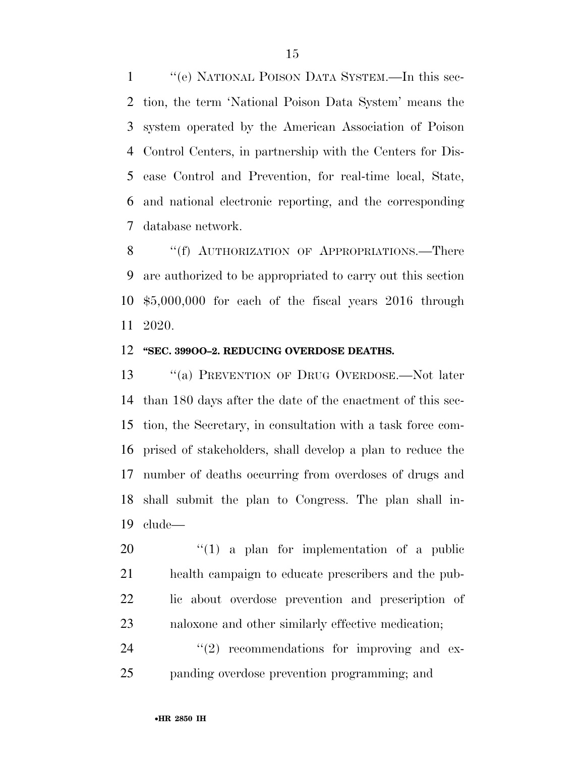''(e) NATIONAL POISON DATA SYSTEM.—In this section, the term 'National Poison Data System' means the system operated by the American Association of Poison Control Centers, in partnership with the Centers for Disease Control and Prevention, for real-time local, State, and national electronic reporting, and the corresponding database network.

''(f) AUTHORIZATION OF APPROPRIATIONS.—There are authorized to be appropriated to carry out this section $5,000,000 for each of the fiscal years 2016 through 2020.

**''SEC. 399OO–2. REDUCING OVERDOSE DEATHS.**

''(a) PREVENTION OF DRUG OVERDOSE.—Not later than 180 days after the date of the enactment of this section, the Secretary, in consultation with a task force comprised of stakeholders, shall develop a plan to reduce the number of deaths occurring from overdoses of drugs and shall submit the plan to Congress. The plan shall include—

''(1) a plan for implementation of a public health campaign to educate prescribers and the public about overdose prevention and prescription of naloxone and other similarly effective medication;

''(2) recommendations for improving and expanding overdose prevention programming; and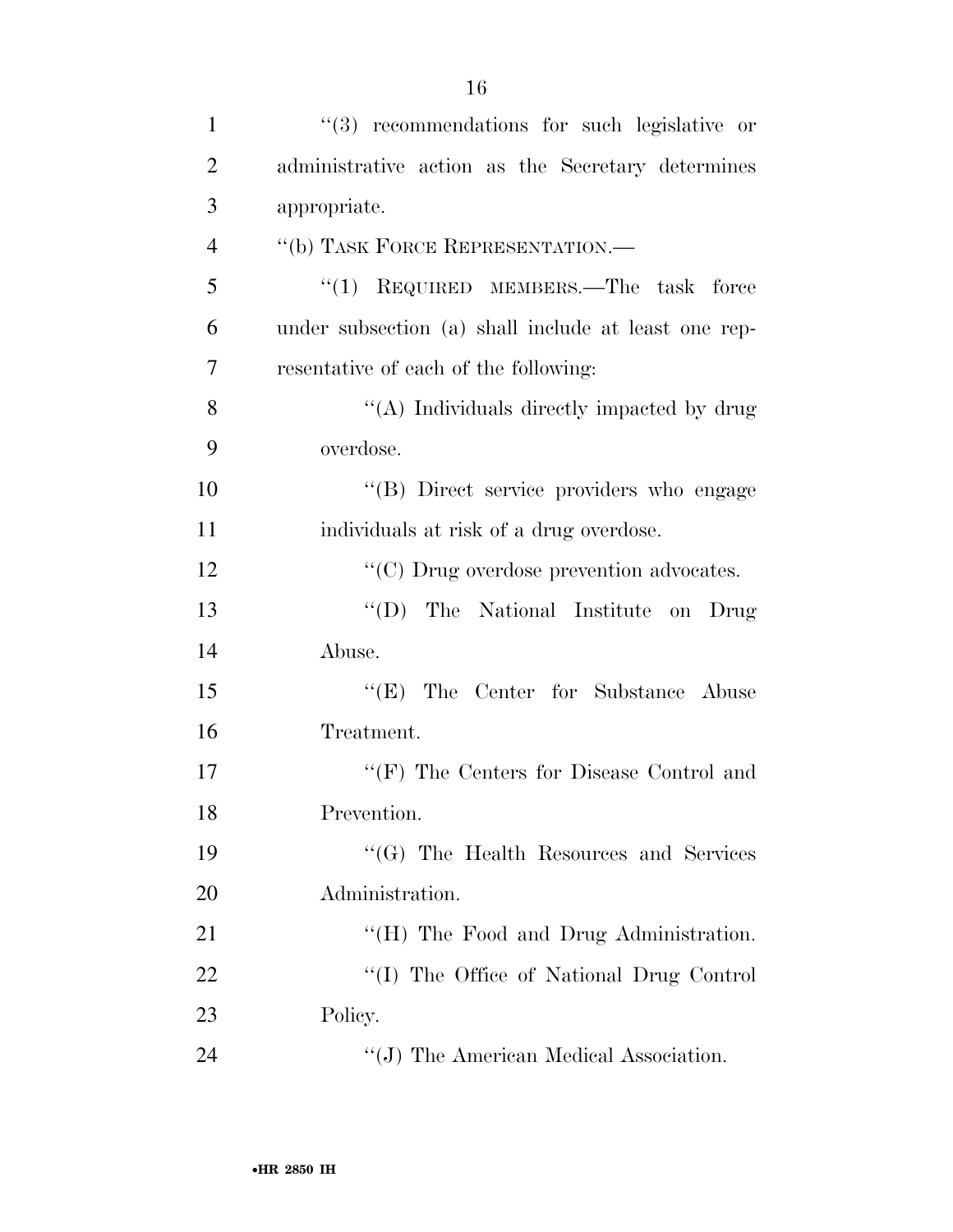''(3) recommendations for such legislative or administrative action as the Secretary determines appropriate.

''(b) TASK FORCE REPRESENTATION.—

''(1) REQUIRED MEMBERS.—The task force under subsection (a) shall include at least one representative of each of the following:

''(A) Individuals directly impacted by drug overdose.

''(B) Direct service providers who engage individuals at risk of a drug overdose.

''(C) Drug overdose prevention advocates.

''(D) The National Institute on Drug Abuse.

''(E) The Center for Substance Abuse Treatment.

''(F) The Centers for Disease Control and Prevention.

''(G) The Health Resources and Services Administration.

''(H) The Food and Drug Administration.

''(I) The Office of National Drug Control Policy.

''(J) The American Medical Association.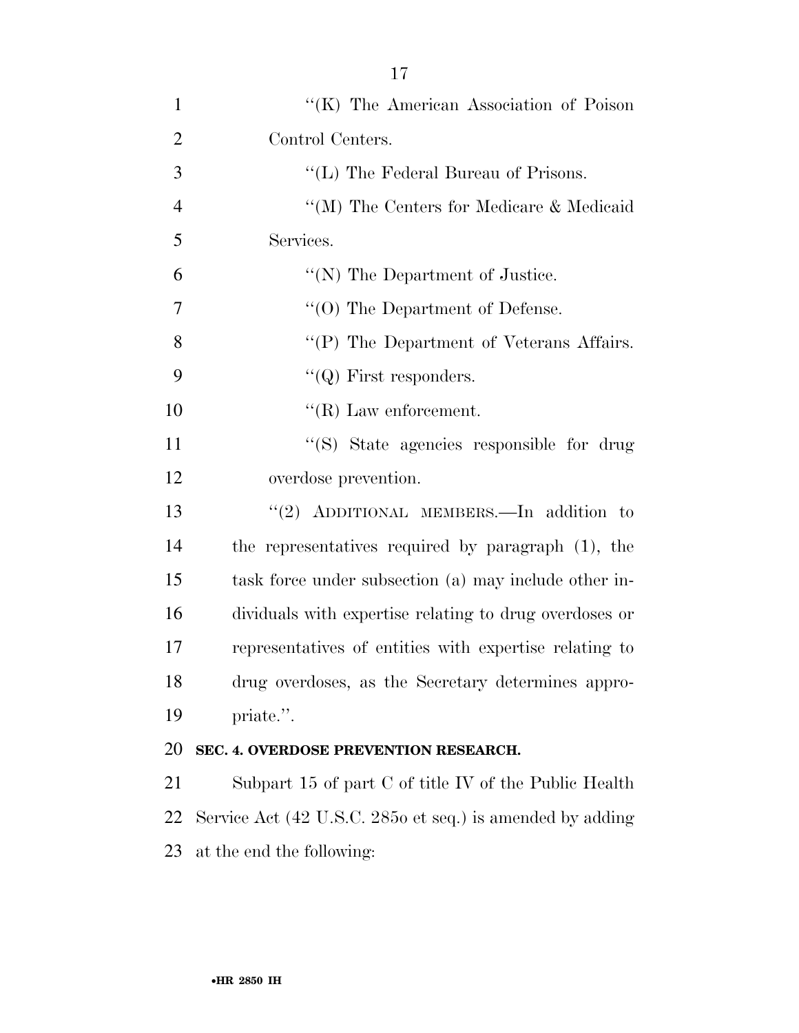''(K) The American Association of Poison Control Centers.

''(L) The Federal Bureau of Prisons.

''(M) The Centers for Medicare & Medicaid Services.

''(N) The Department of Justice.

''(O) The Department of Defense.

''(P) The Department of Veterans Affairs.

''(Q) First responders.

''(R) Law enforcement.

''(S) State agencies responsible for drug overdose prevention.

''(2) ADDITIONAL MEMBERS.—In addition to the representatives required by paragraph (1), the task force under subsection (a) may include other individuals with expertise relating to drug overdoses or representatives of entities with expertise relating to drug overdoses, as the Secretary determines appropriate.''.

**SEC. 4. OVERDOSE PREVENTION RESEARCH.**

Subpart 15 of part C of title IV of the Public Health Service Act (42 U.S.C. 285o et seq.) is amended by adding at the end the following: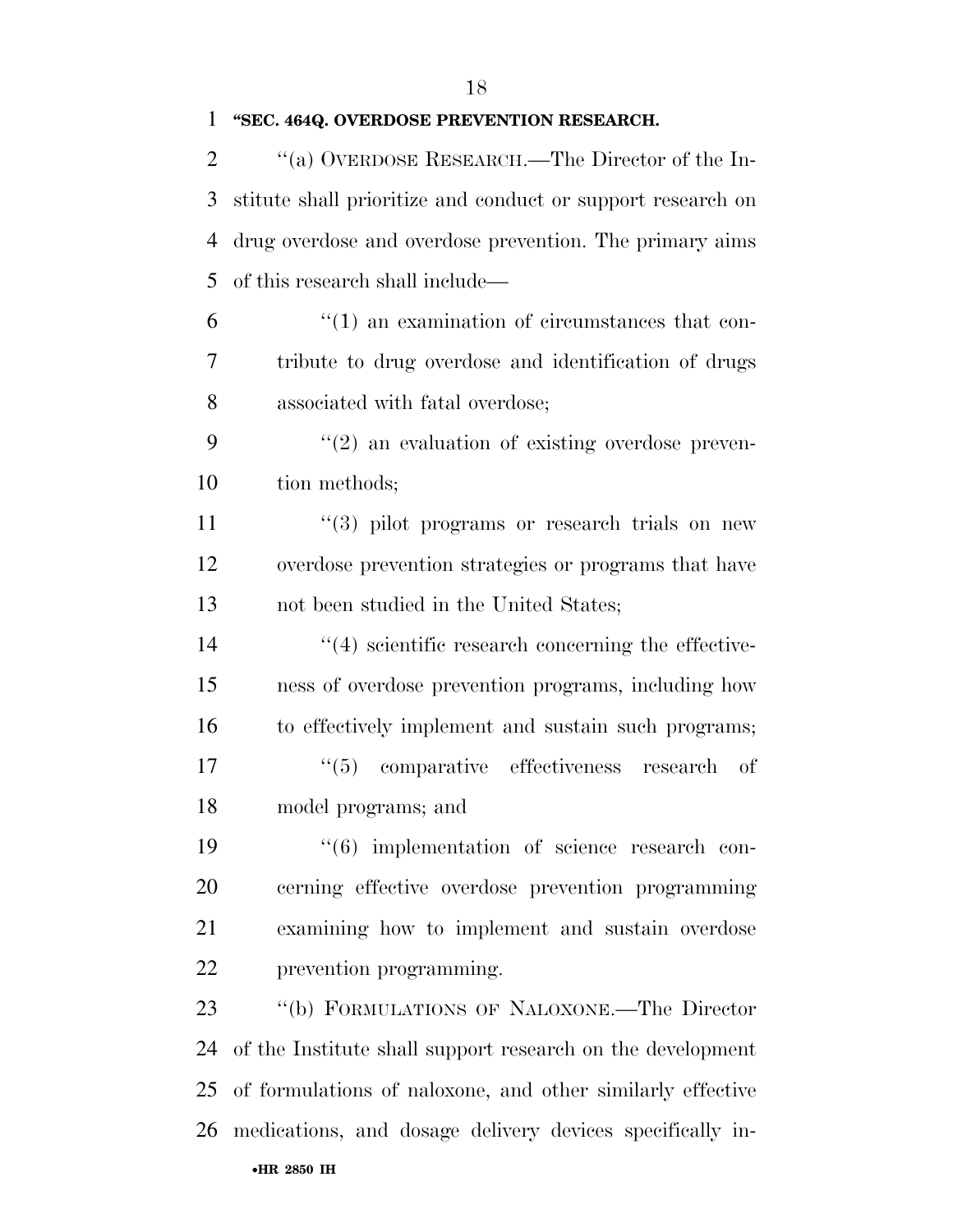**"SEC. 464Q. OVERDOSE PREVENTION RESEARCH.**

"(a) OVERDOSE RESEARCH.—The Director of the Institute shall prioritize and conduct or support research on drug overdose and overdose prevention. The primary aims of this research shall include—

"(1) an examination of circumstances that contribute to drug overdose and identification of drugs associated with fatal overdose;

"(2) an evaluation of existing overdose prevention methods;

"(3) pilot programs or research trials on new overdose prevention strategies or programs that have not been studied in the United States;

"(4) scientific research concerning the effectiveness of overdose prevention programs, including how to effectively implement and sustain such programs;

"(5) comparative effectiveness research of model programs; and

"(6) implementation of science research concerning effective overdose prevention programming examining how to implement and sustain overdose prevention programming.

"(b) FORMULATIONS OF NALOXONE.—The Director of the Institute shall support research on the development of formulations of naloxone, and other similarly effective medications, and dosage delivery devices specifically in-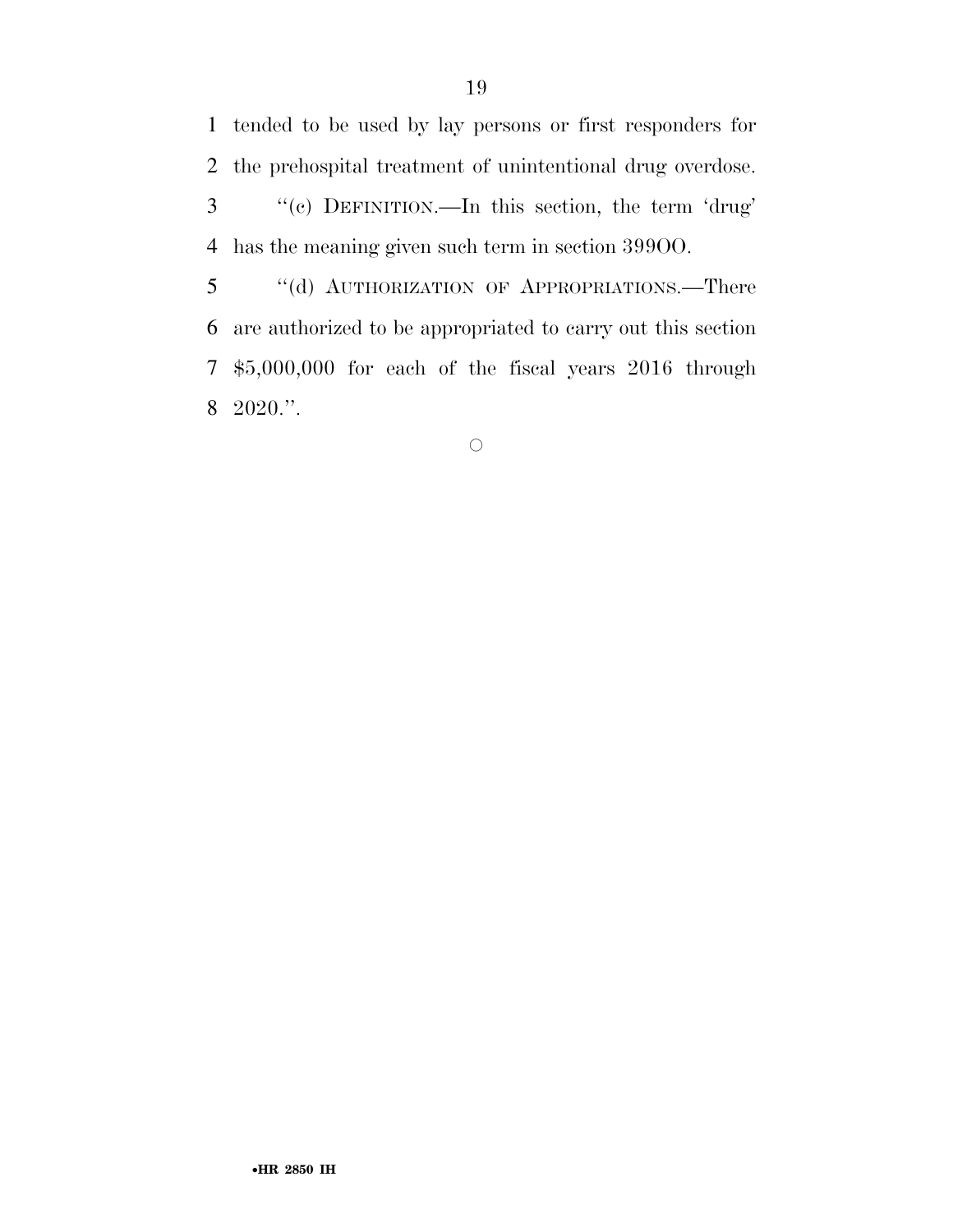tended to be used by lay persons or first responders for the prehospital treatment of unintentional drug overdose.

''(c) DEFINITION.—In this section, the term 'drug' has the meaning given such term in section 399OO.

''(d) AUTHORIZATION OF APPROPRIATIONS.—There are authorized to be appropriated to carry out this section $5,000,000 for each of the fiscal years 2016 through 2020.''.

○